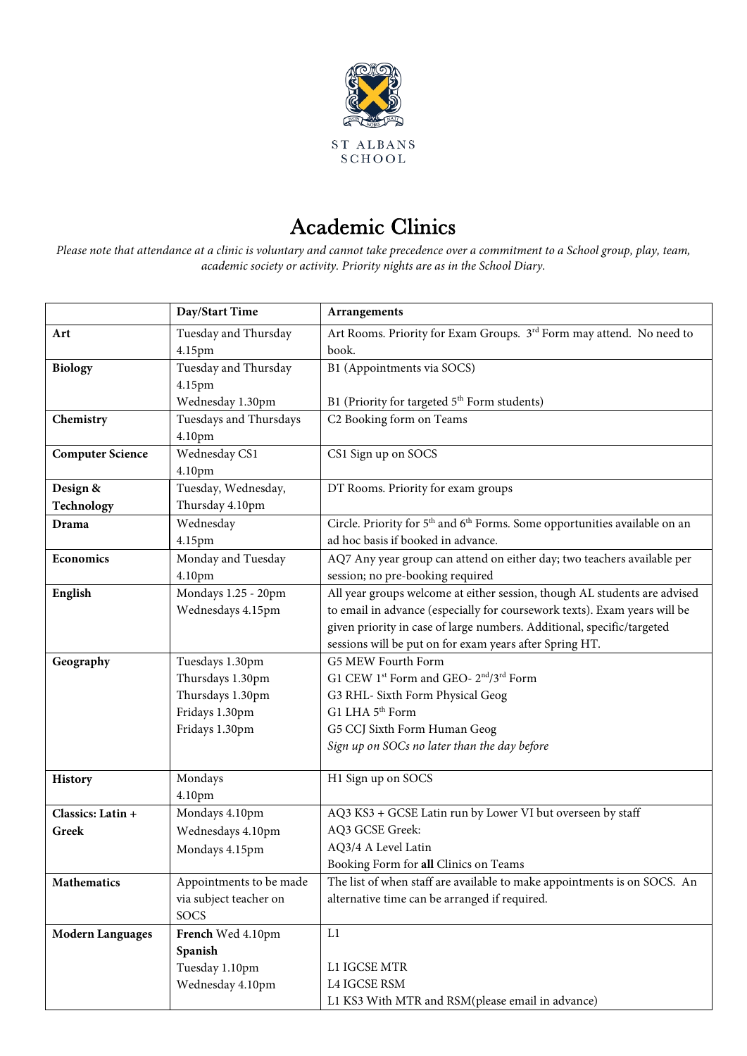ST ALBANS SCHOOL

# Academic Clinics

*Please note that attendance at a clinic is voluntary and cannot take precedence over a commitment to a School group, play, team, academic society or activity. Priority nights are as in the School Diary.*

| | Day/Start Time | Arrangements |
|---|---|---|
| **Art** | Tuesday and Thursday 4.15pm | Art Rooms. Priority for Exam Groups. 3rd Form may attend. No need to book. |
| **Biology** | Tuesday and Thursday 4.15pm<br>Wednesday 1.30pm | B1 (Appointments via SOCS)<br>B1 (Priority for targeted 5th Form students) |
| **Chemistry** | Tuesdays and Thursdays 4.10pm | C2 Booking form on Teams |
| **Computer Science** | Wednesday CS1 4.10pm | CS1 Sign up on SOCS |
| **Design & Technology** | Tuesday, Wednesday, Thursday 4.10pm | DT Rooms. Priority for exam groups |
| **Drama** | Wednesday 4.15pm | Circle. Priority for 5th and 6th Forms. Some opportunities available on an ad hoc basis if booked in advance. |
| **Economics** | Monday and Tuesday 4.10pm | AQ7 Any year group can attend on either day; two teachers available per session; no pre-booking required |
| **English** | Mondays 1.25 - 20pm<br>Wednesdays 4.15pm | All year groups welcome at either session, though AL students are advised to email in advance (especially for coursework texts). Exam years will be given priority in case of large numbers. Additional, specific/targeted sessions will be put on for exam years after Spring HT. |
| **Geography** | Tuesdays 1.30pm<br>Thursdays 1.30pm<br>Thursdays 1.30pm<br>Fridays 1.30pm<br>Fridays 1.30pm | G5 MEW Fourth Form<br>G1 CEW 1st Form and GEO- 2nd/3rd Form<br>G3 RHL- Sixth Form Physical Geog<br>G1 LHA 5th Form<br>G5 CCJ Sixth Form Human Geog<br>*Sign up on SOCs no later than the day before* |
| **History** | Mondays 4.10pm | H1 Sign up on SOCS |
| **Classics: Latin + Greek** | Mondays 4.10pm<br>Wednesdays 4.10pm<br>Mondays 4.15pm | AQ3 KS3 + GCSE Latin run by Lower VI but overseen by staff<br>AQ3 GCSE Greek:<br>AQ3/4 A Level Latin<br>Booking Form for **all** Clinics on Teams |
| **Mathematics** | Appointments to be made via subject teacher on SOCS | The list of when staff are available to make appointments is on SOCS. An alternative time can be arranged if required. |
| **Modern Languages** | **French** Wed 4.10pm<br>**Spanish**<br>Tuesday 1.10pm<br>Wednesday 4.10pm | L1<br><br>L1 IGCSE MTR<br>L4 IGCSE RSM<br>L1 KS3 With MTR and RSM(please email in advance) |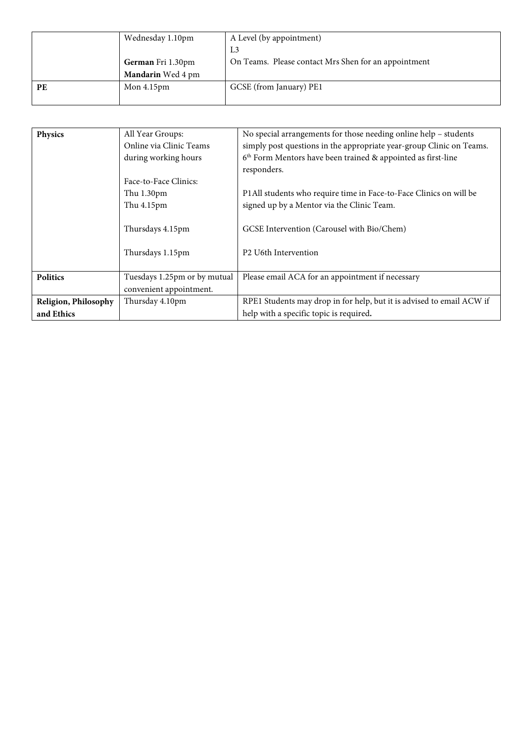| | | |
|---|---|---|
| | Wednesday 1.10pm<br><br>**German** Fri 1.30pm<br>**Mandarin** Wed 4 pm | A Level (by appointment)<br>L3<br>On Teams. Please contact Mrs Shen for an appointment |
| **PE** | Mon 4.15pm | GCSE (from January) PE1 |

| | | |
|---|---|---|
| **Physics** | All Year Groups:<br>Online via Clinic Teams during working hours<br><br>Face-to-Face Clinics:<br>Thu 1.30pm<br>Thu 4.15pm<br><br>Thursdays 4.15pm<br><br>Thursdays 1.15pm | No special arrangements for those needing online help – students simply post questions in the appropriate year-group Clinic on Teams.<br>6th Form Mentors have been trained & appointed as first-line responders.<br><br>P1All students who require time in Face-to-Face Clinics on will be signed up by a Mentor via the Clinic Team.<br><br>GCSE Intervention (Carousel with Bio/Chem)<br><br>P2 U6th Intervention |
| **Politics** | Tuesdays 1.25pm or by mutual convenient appointment. | Please email ACA for an appointment if necessary |
| **Religion, Philosophy and Ethics** | Thursday 4.10pm | RPE1 Students may drop in for help, but it is advised to email ACW if help with a specific topic is required. |